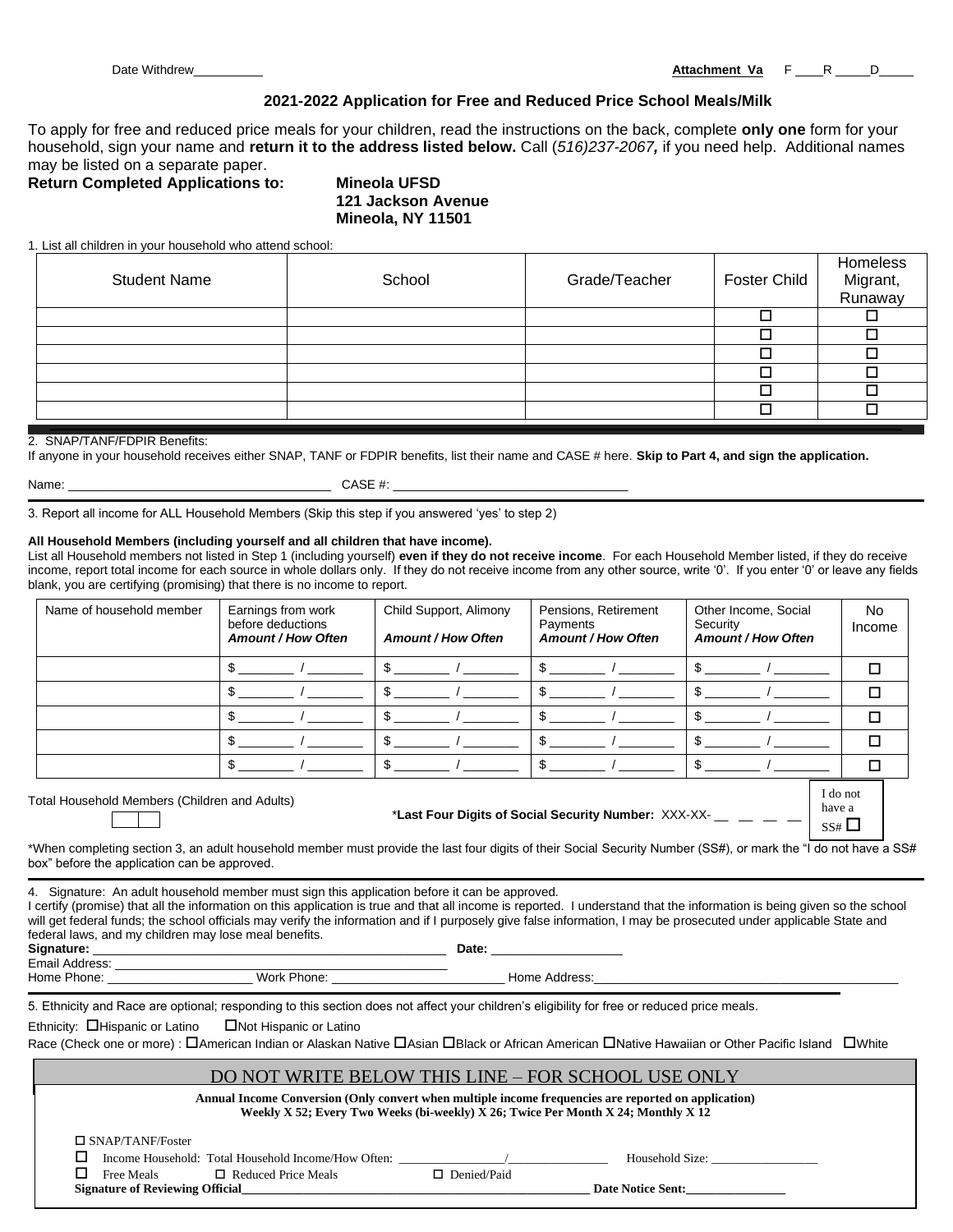Date Withdrew__________ **Attachment Va** F ____R _____D_____

## 2021-2022 Application for Free and Reduced Price School Meals/Milk

To apply for free and reduced price meals for your children, read the instructions on the back, complete **only one** form for your household, sign your name and **return it to the address listed below.** Call (*516)237-2067,* if you need help. Additional names may be listed on a separate paper.

**Return Completed Applications to:** **Mineola UFSD**
**121 Jackson Avenue**
**Mineola, NY 11501**

1. List all children in your household who attend school:

| Student Name | School | Grade/Teacher | Foster Child | Homeless Migrant, Runaway |
|---|---|---|---|---|
| | | | ☐ | ☐ |
| | | | ☐ | ☐ |
| | | | ☐ | ☐ |
| | | | ☐ | ☐ |
| | | | ☐ | ☐ |
| | | | ☐ | ☐ |

2. SNAP/TANF/FDPIR Benefits:
If anyone in your household receives either SNAP, TANF or FDPIR benefits, list their name and CASE # here. **Skip to Part 4, and sign the application.**

Name: ______________________________________ CASE #: __________________________________

3. Report all income for ALL Household Members (Skip this step if you answered 'yes' to step 2)

**All Household Members (including yourself and all children that have income).**
List all Household members not listed in Step 1 (including yourself) **even if they do not receive income**. For each Household Member listed, if they do receive income, report total income for each source in whole dollars only. If they do not receive income from any other source, write '0'. If you enter '0' or leave any fields blank, you are certifying (promising) that there is no income to report.

| Name of household member | Earnings from work before deductions *Amount / How Often* | Child Support, Alimony *Amount / How Often* | Pensions, Retirement Payments *Amount / How Often* | Other Income, Social Security *Amount / How Often* | No Income |
|---|---|---|---|---|---|
| | $ ________ / ________ | $ ________ / ________ | $ ________ / ________ | $ ________ / ________ | ☐ |
| | $ ________ / ________ | $ ________ / ________ | $ ________ / ________ | $ ________ / ________ | ☐ |
| | $ ________ / ________ | $ ________ / ________ | $ ________ / ________ | $ ________ / ________ | ☐ |
| | $ ________ / ________ | $ ________ / ________ | $ ________ / ________ | $ ________ / ________ | ☐ |
| | $ ________ / ________ | $ ________ / ________ | $ ________ / ________ | $ ________ / ________ | ☐ |

Total Household Members (Children and Adults) ☐☐

\***Last Four Digits of Social Security Number:** XXX-XX- __ __ __ __ I do not have a SS# ☐

*When completing section 3, an adult household member must provide the last four digits of their Social Security Number (SS#), or mark the "I do not have a SS# box" before the application can be approved.

4. Signature: An adult household member must sign this application before it can be approved.
I certify (promise) that all the information on this application is true and that all income is reported. I understand that the information is being given so the school will get federal funds; the school officials may verify the information and if I purposely give false information, I may be prosecuted under applicable State and federal laws, and my children may lose meal benefits.

**Signature:** ____________________________________________________ **Date:** ___________________
Email Address: ____________________________________________________
Home Phone: _____________________ Work Phone: _________________________ Home Address:_____________________________________________

5. Ethnicity and Race are optional; responding to this section does not affect your children's eligibility for free or reduced price meals.

Ethnicity: ☐Hispanic or Latino ☐Not Hispanic or Latino
Race (Check one or more) : ☐American Indian or Alaskan Native ☐Asian ☐Black or African American ☐Native Hawaiian or Other Pacific Island ☐White

### DO NOT WRITE BELOW THIS LINE – FOR SCHOOL USE ONLY

**Annual Income Conversion (Only convert when multiple income frequencies are reported on application)**
**Weekly X 52; Every Two Weeks (bi-weekly) X 26; Twice Per Month X 24; Monthly X 12**

☐ SNAP/TANF/Foster
☐ Income Household: Total Household Income/How Often: _________________/________________ Household Size: _________________
☐ Free Meals ☐ Reduced Price Meals ☐ Denied/Paid
**Signature of Reviewing Official**_______________________________________________________ **Date Notice Sent:**________________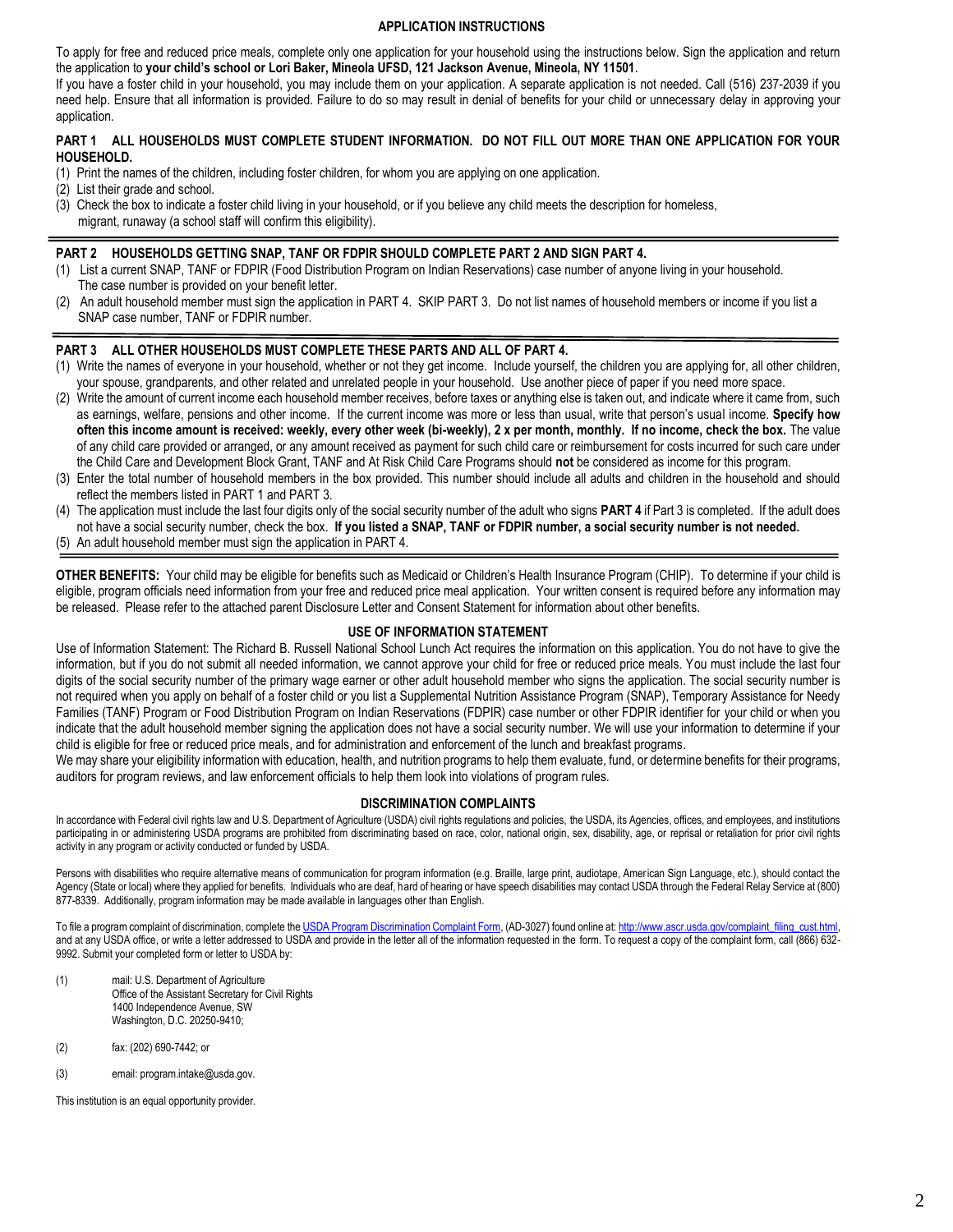## APPLICATION INSTRUCTIONS

To apply for free and reduced price meals, complete only one application for your household using the instructions below. Sign the application and return the application to **your child's school or Lori Baker, Mineola UFSD, 121 Jackson Avenue, Mineola, NY 11501**.

If you have a foster child in your household, you may include them on your application. A separate application is not needed. Call (516) 237-2039 if you need help. Ensure that all information is provided. Failure to do so may result in denial of benefits for your child or unnecessary delay in approving your application.

### PART 1 ALL HOUSEHOLDS MUST COMPLETE STUDENT INFORMATION. DO NOT FILL OUT MORE THAN ONE APPLICATION FOR YOUR HOUSEHOLD.

(1) Print the names of the children, including foster children, for whom you are applying on one application.

(2) List their grade and school.

(3) Check the box to indicate a foster child living in your household, or if you believe any child meets the description for homeless, migrant, runaway (a school staff will confirm this eligibility).

### PART 2 HOUSEHOLDS GETTING SNAP, TANF OR FDPIR SHOULD COMPLETE PART 2 AND SIGN PART 4.

(1) List a current SNAP, TANF or FDPIR (Food Distribution Program on Indian Reservations) case number of anyone living in your household. The case number is provided on your benefit letter.

(2) An adult household member must sign the application in PART 4. SKIP PART 3. Do not list names of household members or income if you list a SNAP case number, TANF or FDPIR number.

### PART 3 ALL OTHER HOUSEHOLDS MUST COMPLETE THESE PARTS AND ALL OF PART 4.

(1) Write the names of everyone in your household, whether or not they get income. Include yourself, the children you are applying for, all other children, your spouse, grandparents, and other related and unrelated people in your household. Use another piece of paper if you need more space.

(2) Write the amount of current income each household member receives, before taxes or anything else is taken out, and indicate where it came from, such as earnings, welfare, pensions and other income. If the current income was more or less than usual, write that person's usual income. **Specify how often this income amount is received: weekly, every other week (bi-weekly), 2 x per month, monthly. If no income, check the box.** The value of any child care provided or arranged, or any amount received as payment for such child care or reimbursement for costs incurred for such care under the Child Care and Development Block Grant, TANF and At Risk Child Care Programs should **not** be considered as income for this program.

(3) Enter the total number of household members in the box provided. This number should include all adults and children in the household and should reflect the members listed in PART 1 and PART 3.

(4) The application must include the last four digits only of the social security number of the adult who signs **PART 4** if Part 3 is completed. If the adult does not have a social security number, check the box. **If you listed a SNAP, TANF or FDPIR number, a social security number is not needed.**

(5) An adult household member must sign the application in PART 4.

**OTHER BENEFITS:** Your child may be eligible for benefits such as Medicaid or Children's Health Insurance Program (CHIP). To determine if your child is eligible, program officials need information from your free and reduced price meal application. Your written consent is required before any information may be released. Please refer to the attached parent Disclosure Letter and Consent Statement for information about other benefits.

## USE OF INFORMATION STATEMENT

Use of Information Statement: The Richard B. Russell National School Lunch Act requires the information on this application. You do not have to give the information, but if you do not submit all needed information, we cannot approve your child for free or reduced price meals. You must include the last four digits of the social security number of the primary wage earner or other adult household member who signs the application. The social security number is not required when you apply on behalf of a foster child or you list a Supplemental Nutrition Assistance Program (SNAP), Temporary Assistance for Needy Families (TANF) Program or Food Distribution Program on Indian Reservations (FDPIR) case number or other FDPIR identifier for your child or when you indicate that the adult household member signing the application does not have a social security number. We will use your information to determine if your child is eligible for free or reduced price meals, and for administration and enforcement of the lunch and breakfast programs.

We may share your eligibility information with education, health, and nutrition programs to help them evaluate, fund, or determine benefits for their programs, auditors for program reviews, and law enforcement officials to help them look into violations of program rules.

## DISCRIMINATION COMPLAINTS

In accordance with Federal civil rights law and U.S. Department of Agriculture (USDA) civil rights regulations and policies, the USDA, its Agencies, offices, and employees, and institutions participating in or administering USDA programs are prohibited from discriminating based on race, color, national origin, sex, disability, age, or reprisal or retaliation for prior civil rights activity in any program or activity conducted or funded by USDA.

Persons with disabilities who require alternative means of communication for program information (e.g. Braille, large print, audiotape, American Sign Language, etc.), should contact the Agency (State or local) where they applied for benefits. Individuals who are deaf, hard of hearing or have speech disabilities may contact USDA through the Federal Relay Service at (800) 877-8339. Additionally, program information may be made available in languages other than English.

To file a program complaint of discrimination, complete the USDA Program Discrimination Complaint Form, (AD-3027) found online at: http://www.ascr.usda.gov/complaint_filing_cust.html, and at any USDA office, or write a letter addressed to USDA and provide in the letter all of the information requested in the form. To request a copy of the complaint form, call (866) 632-9992. Submit your completed form or letter to USDA by:

(1) mail: U.S. Department of Agriculture
Office of the Assistant Secretary for Civil Rights
1400 Independence Avenue, SW
Washington, D.C. 20250-9410;

(2) fax: (202) 690-7442; or

(3) email: program.intake@usda.gov.

This institution is an equal opportunity provider.